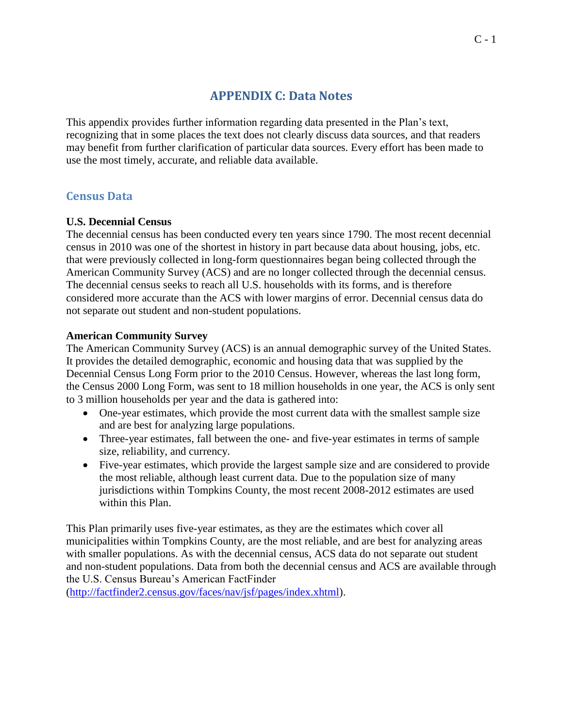# APPENDIX C: Data Notes

This appendix provides further information regarding data presented in the Plan's text, recognizing that in some places the text does not clearly discuss data sources, and that readers may benefit from further clarification of particular data sources. Every effort has been made to use the most timely, accurate, and reliable data available.

## Census Data

**U.S. Decennial Census**

The decennial census has been conducted every ten years since 1790. The most recent decennial census in 2010 was one of the shortest in history in part because data about housing, jobs, etc. that were previously collected in long-form questionnaires began being collected through the American Community Survey (ACS) and are no longer collected through the decennial census. The decennial census seeks to reach all U.S. households with its forms, and is therefore considered more accurate than the ACS with lower margins of error. Decennial census data do not separate out student and non-student populations.

**American Community Survey**

The American Community Survey (ACS) is an annual demographic survey of the United States. It provides the detailed demographic, economic and housing data that was supplied by the Decennial Census Long Form prior to the 2010 Census. However, whereas the last long form, the Census 2000 Long Form, was sent to 18 million households in one year, the ACS is only sent to 3 million households per year and the data is gathered into:

- One-year estimates, which provide the most current data with the smallest sample size and are best for analyzing large populations.
- Three-year estimates, fall between the one- and five-year estimates in terms of sample size, reliability, and currency.
- Five-year estimates, which provide the largest sample size and are considered to provide the most reliable, although least current data. Due to the population size of many jurisdictions within Tompkins County, the most recent 2008-2012 estimates are used within this Plan.

This Plan primarily uses five-year estimates, as they are the estimates which cover all municipalities within Tompkins County, are the most reliable, and are best for analyzing areas with smaller populations. As with the decennial census, ACS data do not separate out student and non-student populations. Data from both the decennial census and ACS are available through the U.S. Census Bureau's American FactFinder (http://factfinder2.census.gov/faces/nav/jsf/pages/index.xhtml).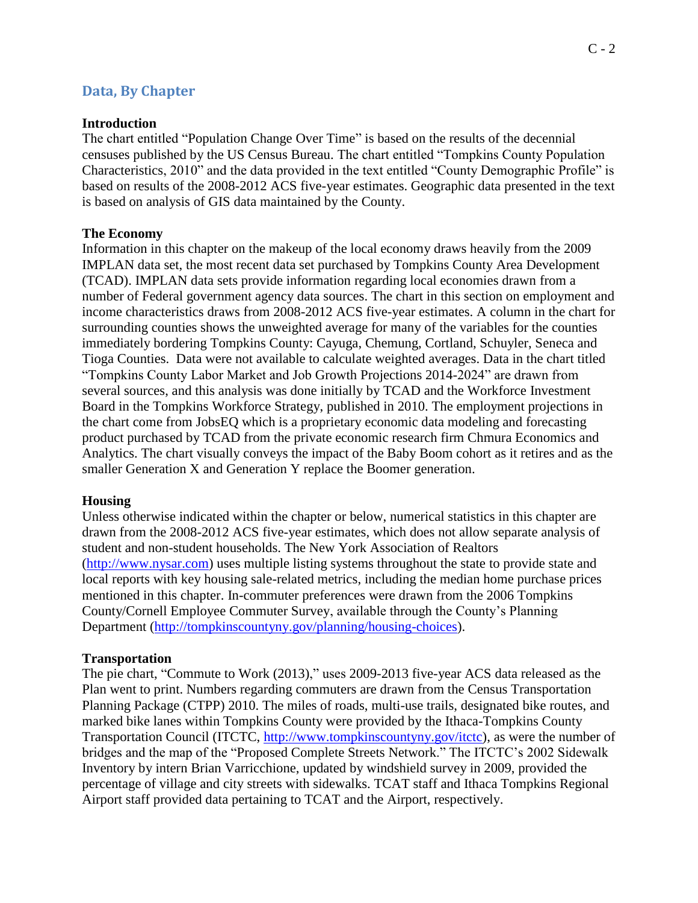## Data, By Chapter

**Introduction**

The chart entitled "Population Change Over Time" is based on the results of the decennial censuses published by the US Census Bureau. The chart entitled "Tompkins County Population Characteristics, 2010" and the data provided in the text entitled "County Demographic Profile" is based on results of the 2008-2012 ACS five-year estimates. Geographic data presented in the text is based on analysis of GIS data maintained by the County.

**The Economy**

Information in this chapter on the makeup of the local economy draws heavily from the 2009 IMPLAN data set, the most recent data set purchased by Tompkins County Area Development (TCAD). IMPLAN data sets provide information regarding local economies drawn from a number of Federal government agency data sources. The chart in this section on employment and income characteristics draws from 2008-2012 ACS five-year estimates. A column in the chart for surrounding counties shows the unweighted average for many of the variables for the counties immediately bordering Tompkins County: Cayuga, Chemung, Cortland, Schuyler, Seneca and Tioga Counties. Data were not available to calculate weighted averages. Data in the chart titled "Tompkins County Labor Market and Job Growth Projections 2014-2024" are drawn from several sources, and this analysis was done initially by TCAD and the Workforce Investment Board in the Tompkins Workforce Strategy, published in 2010. The employment projections in the chart come from JobsEQ which is a proprietary economic data modeling and forecasting product purchased by TCAD from the private economic research firm Chmura Economics and Analytics. The chart visually conveys the impact of the Baby Boom cohort as it retires and as the smaller Generation X and Generation Y replace the Boomer generation.

**Housing**

Unless otherwise indicated within the chapter or below, numerical statistics in this chapter are drawn from the 2008-2012 ACS five-year estimates, which does not allow separate analysis of student and non-student households. The New York Association of Realtors (http://www.nysar.com) uses multiple listing systems throughout the state to provide state and local reports with key housing sale-related metrics, including the median home purchase prices mentioned in this chapter. In-commuter preferences were drawn from the 2006 Tompkins County/Cornell Employee Commuter Survey, available through the County's Planning Department (http://tompkinscountyny.gov/planning/housing-choices).

**Transportation**

The pie chart, "Commute to Work (2013)," uses 2009-2013 five-year ACS data released as the Plan went to print. Numbers regarding commuters are drawn from the Census Transportation Planning Package (CTPP) 2010. The miles of roads, multi-use trails, designated bike routes, and marked bike lanes within Tompkins County were provided by the Ithaca-Tompkins County Transportation Council (ITCTC, http://www.tompkinscountyny.gov/itctc), as were the number of bridges and the map of the "Proposed Complete Streets Network." The ITCTC's 2002 Sidewalk Inventory by intern Brian Varricchione, updated by windshield survey in 2009, provided the percentage of village and city streets with sidewalks. TCAT staff and Ithaca Tompkins Regional Airport staff provided data pertaining to TCAT and the Airport, respectively.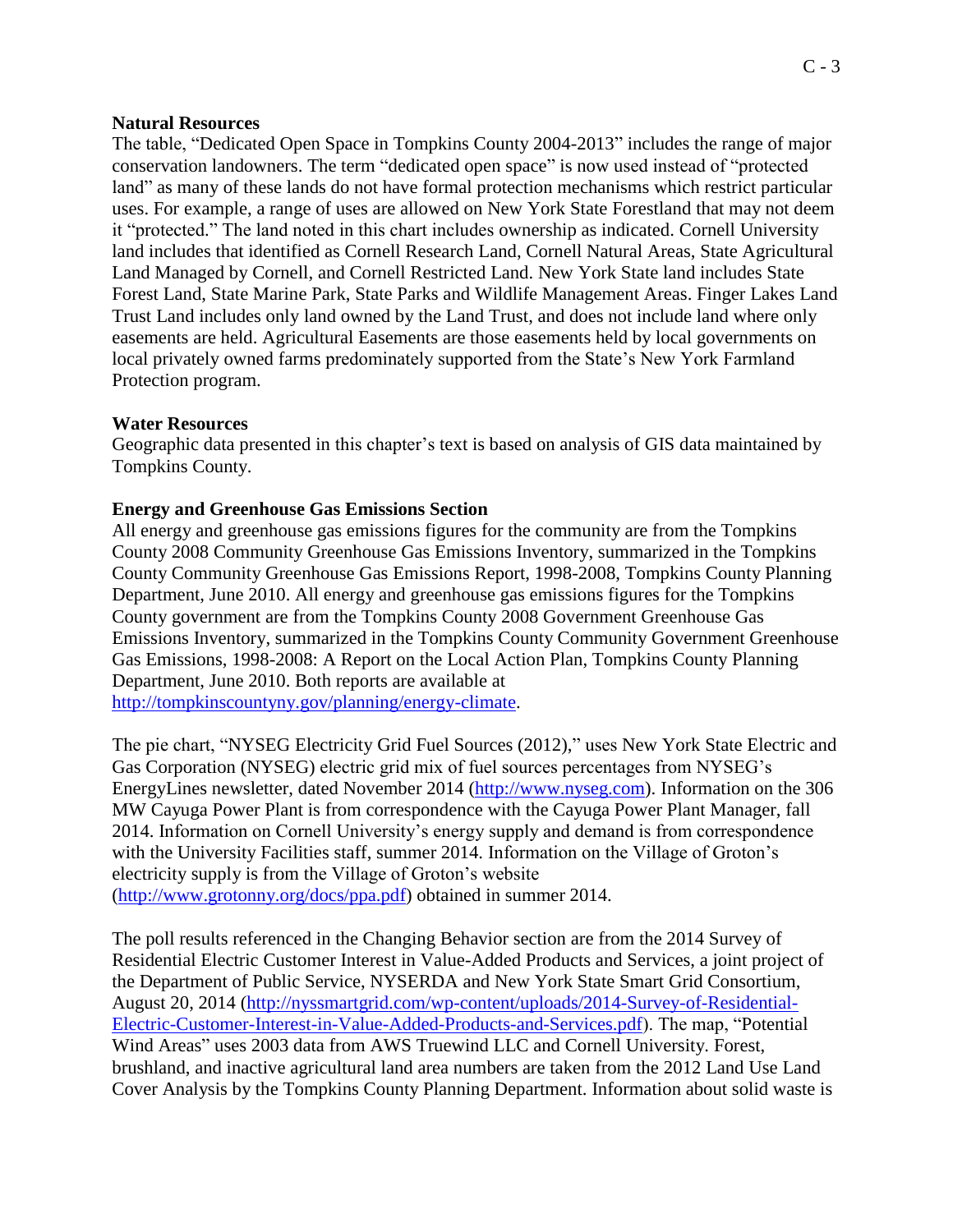**Natural Resources**

The table, "Dedicated Open Space in Tompkins County 2004-2013" includes the range of major conservation landowners. The term "dedicated open space" is now used instead of "protected land" as many of these lands do not have formal protection mechanisms which restrict particular uses. For example, a range of uses are allowed on New York State Forestland that may not deem it "protected." The land noted in this chart includes ownership as indicated. Cornell University land includes that identified as Cornell Research Land, Cornell Natural Areas, State Agricultural Land Managed by Cornell, and Cornell Restricted Land. New York State land includes State Forest Land, State Marine Park, State Parks and Wildlife Management Areas. Finger Lakes Land Trust Land includes only land owned by the Land Trust, and does not include land where only easements are held. Agricultural Easements are those easements held by local governments on local privately owned farms predominately supported from the State's New York Farmland Protection program.

**Water Resources**

Geographic data presented in this chapter's text is based on analysis of GIS data maintained by Tompkins County.

**Energy and Greenhouse Gas Emissions Section**

All energy and greenhouse gas emissions figures for the community are from the Tompkins County 2008 Community Greenhouse Gas Emissions Inventory, summarized in the Tompkins County Community Greenhouse Gas Emissions Report, 1998-2008, Tompkins County Planning Department, June 2010. All energy and greenhouse gas emissions figures for the Tompkins County government are from the Tompkins County 2008 Government Greenhouse Gas Emissions Inventory, summarized in the Tompkins County Community Government Greenhouse Gas Emissions, 1998-2008: A Report on the Local Action Plan, Tompkins County Planning Department, June 2010. Both reports are available at http://tompkinscountyny.gov/planning/energy-climate.

The pie chart, "NYSEG Electricity Grid Fuel Sources (2012)," uses New York State Electric and Gas Corporation (NYSEG) electric grid mix of fuel sources percentages from NYSEG's EnergyLines newsletter, dated November 2014 (http://www.nyseg.com). Information on the 306 MW Cayuga Power Plant is from correspondence with the Cayuga Power Plant Manager, fall 2014. Information on Cornell University's energy supply and demand is from correspondence with the University Facilities staff, summer 2014. Information on the Village of Groton's electricity supply is from the Village of Groton's website (http://www.grotonny.org/docs/ppa.pdf) obtained in summer 2014.

The poll results referenced in the Changing Behavior section are from the 2014 Survey of Residential Electric Customer Interest in Value-Added Products and Services, a joint project of the Department of Public Service, NYSERDA and New York State Smart Grid Consortium, August 20, 2014 (http://nyssmartgrid.com/wp-content/uploads/2014-Survey-of-Residential-Electric-Customer-Interest-in-Value-Added-Products-and-Services.pdf). The map, "Potential Wind Areas" uses 2003 data from AWS Truewind LLC and Cornell University. Forest, brushland, and inactive agricultural land area numbers are taken from the 2012 Land Use Land Cover Analysis by the Tompkins County Planning Department. Information about solid waste is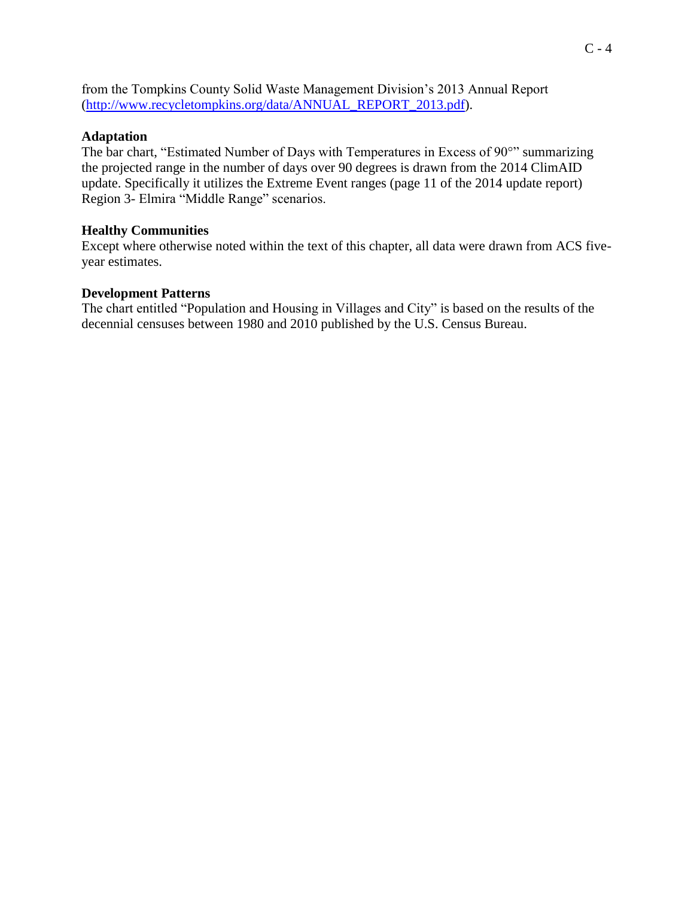from the Tompkins County Solid Waste Management Division's 2013 Annual Report (http://www.recycletompkins.org/data/ANNUAL_REPORT_2013.pdf).

**Adaptation**

The bar chart, "Estimated Number of Days with Temperatures in Excess of 90°" summarizing the projected range in the number of days over 90 degrees is drawn from the 2014 ClimAID update. Specifically it utilizes the Extreme Event ranges (page 11 of the 2014 update report) Region 3- Elmira "Middle Range" scenarios.

**Healthy Communities**

Except where otherwise noted within the text of this chapter, all data were drawn from ACS five-year estimates.

**Development Patterns**

The chart entitled "Population and Housing in Villages and City" is based on the results of the decennial censuses between 1980 and 2010 published by the U.S. Census Bureau.